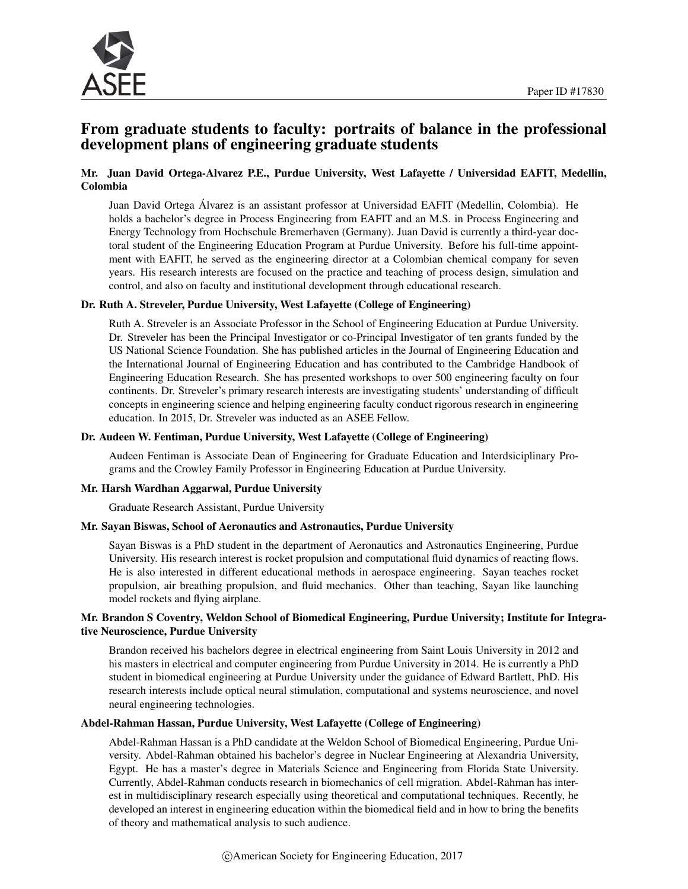Paper ID #17830

# From graduate students to faculty: portraits of balance in the professional development plans of engineering graduate students

### Mr. Juan David Ortega-Alvarez P.E., Purdue University, West Lafayette / Universidad EAFIT, Medellin, Colombia

Juan David Ortega Álvarez is an assistant professor at Universidad EAFIT (Medellin, Colombia). He holds a bachelor's degree in Process Engineering from EAFIT and an M.S. in Process Engineering and Energy Technology from Hochschule Bremerhaven (Germany). Juan David is currently a third-year doctoral student of the Engineering Education Program at Purdue University. Before his full-time appointment with EAFIT, he served as the engineering director at a Colombian chemical company for seven years. His research interests are focused on the practice and teaching of process design, simulation and control, and also on faculty and institutional development through educational research.

### Dr. Ruth A. Streveler, Purdue University, West Lafayette (College of Engineering)

Ruth A. Streveler is an Associate Professor in the School of Engineering Education at Purdue University. Dr. Streveler has been the Principal Investigator or co-Principal Investigator of ten grants funded by the US National Science Foundation. She has published articles in the Journal of Engineering Education and the International Journal of Engineering Education and has contributed to the Cambridge Handbook of Engineering Education Research. She has presented workshops to over 500 engineering faculty on four continents. Dr. Streveler's primary research interests are investigating students' understanding of difficult concepts in engineering science and helping engineering faculty conduct rigorous research in engineering education. In 2015, Dr. Streveler was inducted as an ASEE Fellow.

### Dr. Audeen W. Fentiman, Purdue University, West Lafayette (College of Engineering)

Audeen Fentiman is Associate Dean of Engineering for Graduate Education and Interdsiciplinary Programs and the Crowley Family Professor in Engineering Education at Purdue University.

### Mr. Harsh Wardhan Aggarwal, Purdue University

Graduate Research Assistant, Purdue University

### Mr. Sayan Biswas, School of Aeronautics and Astronautics, Purdue University

Sayan Biswas is a PhD student in the department of Aeronautics and Astronautics Engineering, Purdue University. His research interest is rocket propulsion and computational fluid dynamics of reacting flows. He is also interested in different educational methods in aerospace engineering. Sayan teaches rocket propulsion, air breathing propulsion, and fluid mechanics. Other than teaching, Sayan like launching model rockets and flying airplane.

### Mr. Brandon S Coventry, Weldon School of Biomedical Engineering, Purdue University; Institute for Integrative Neuroscience, Purdue University

Brandon received his bachelors degree in electrical engineering from Saint Louis University in 2012 and his masters in electrical and computer engineering from Purdue University in 2014. He is currently a PhD student in biomedical engineering at Purdue University under the guidance of Edward Bartlett, PhD. His research interests include optical neural stimulation, computational and systems neuroscience, and novel neural engineering technologies.

### Abdel-Rahman Hassan, Purdue University, West Lafayette (College of Engineering)

Abdel-Rahman Hassan is a PhD candidate at the Weldon School of Biomedical Engineering, Purdue University. Abdel-Rahman obtained his bachelor's degree in Nuclear Engineering at Alexandria University, Egypt. He has a master's degree in Materials Science and Engineering from Florida State University. Currently, Abdel-Rahman conducts research in biomechanics of cell migration. Abdel-Rahman has interest in multidisciplinary research especially using theoretical and computational techniques. Recently, he developed an interest in engineering education within the biomedical field and in how to bring the benefits of theory and mathematical analysis to such audience.

©American Society for Engineering Education, 2017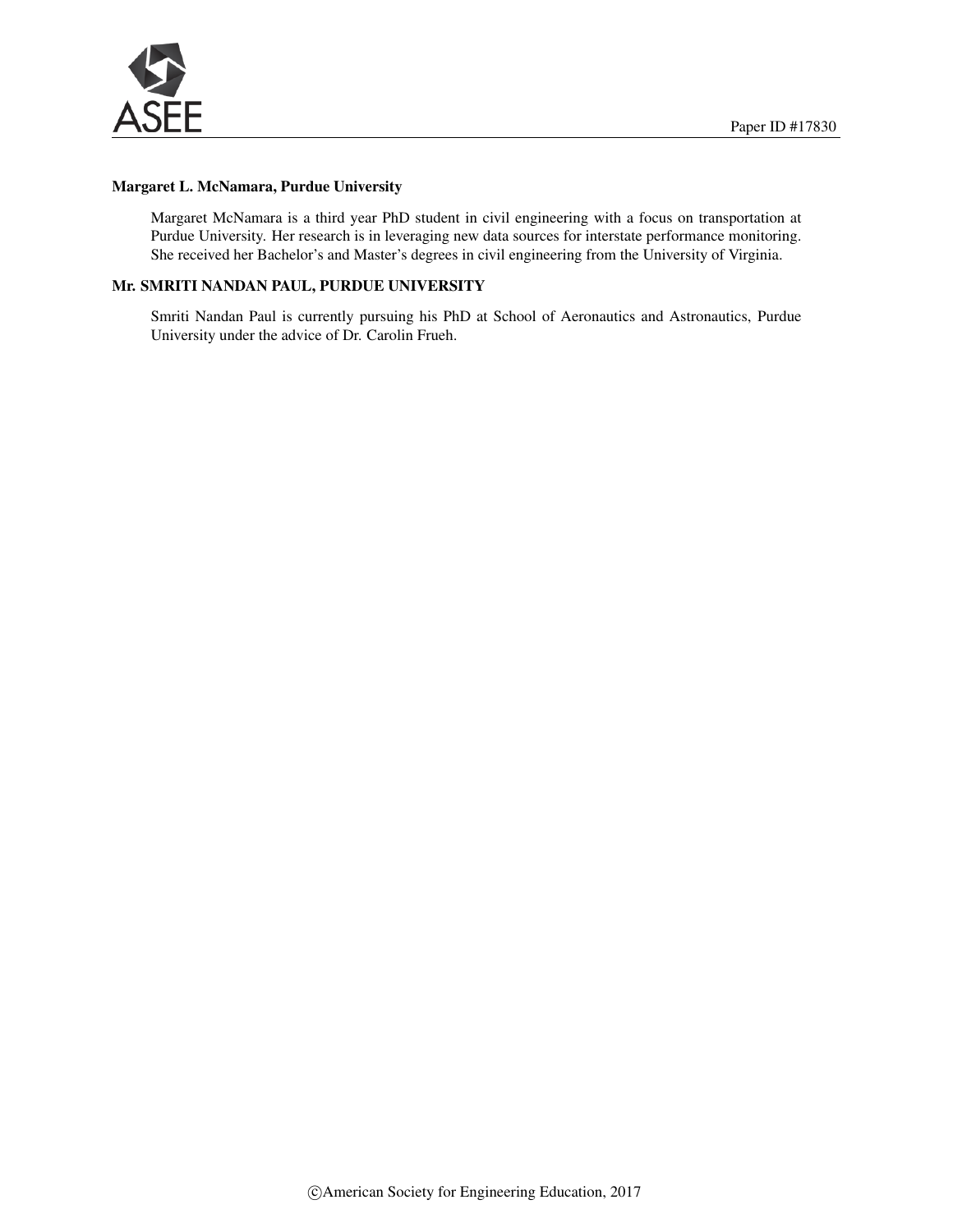**Margaret L. McNamara, Purdue University**

Margaret McNamara is a third year PhD student in civil engineering with a focus on transportation at Purdue University. Her research is in leveraging new data sources for interstate performance monitoring. She received her Bachelor's and Master's degrees in civil engineering from the University of Virginia.

**Mr. SMRITI NANDAN PAUL, PURDUE UNIVERSITY**

Smriti Nandan Paul is currently pursuing his PhD at School of Aeronautics and Astronautics, Purdue University under the advice of Dr. Carolin Frueh.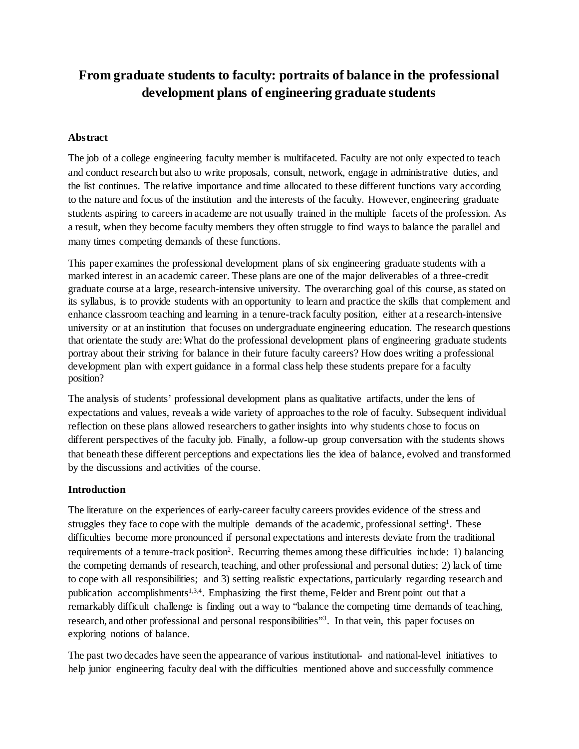# From graduate students to faculty: portraits of balance in the professional development plans of engineering graduate students

## Abstract

The job of a college engineering faculty member is multifaceted. Faculty are not only expected to teach and conduct research but also to write proposals, consult, network, engage in administrative duties, and the list continues. The relative importance and time allocated to these different functions vary according to the nature and focus of the institution and the interests of the faculty. However, engineering graduate students aspiring to careers in academe are not usually trained in the multiple facets of the profession. As a result, when they become faculty members they often struggle to find ways to balance the parallel and many times competing demands of these functions.

This paper examines the professional development plans of six engineering graduate students with a marked interest in an academic career. These plans are one of the major deliverables of a three-credit graduate course at a large, research-intensive university. The overarching goal of this course, as stated on its syllabus, is to provide students with an opportunity to learn and practice the skills that complement and enhance classroom teaching and learning in a tenure-track faculty position, either at a research-intensive university or at an institution that focuses on undergraduate engineering education. The research questions that orientate the study are: What do the professional development plans of engineering graduate students portray about their striving for balance in their future faculty careers? How does writing a professional development plan with expert guidance in a formal class help these students prepare for a faculty position?

The analysis of students' professional development plans as qualitative artifacts, under the lens of expectations and values, reveals a wide variety of approaches to the role of faculty. Subsequent individual reflection on these plans allowed researchers to gather insights into why students chose to focus on different perspectives of the faculty job. Finally, a follow-up group conversation with the students shows that beneath these different perceptions and expectations lies the idea of balance, evolved and transformed by the discussions and activities of the course.

## Introduction

The literature on the experiences of early-career faculty careers provides evidence of the stress and struggles they face to cope with the multiple demands of the academic, professional setting[1]. These difficulties become more pronounced if personal expectations and interests deviate from the traditional requirements of a tenure-track position[2]. Recurring themes among these difficulties include: 1) balancing the competing demands of research, teaching, and other professional and personal duties; 2) lack of time to cope with all responsibilities; and 3) setting realistic expectations, particularly regarding research and publication accomplishments[1,3,4]. Emphasizing the first theme, Felder and Brent point out that a remarkably difficult challenge is finding out a way to "balance the competing time demands of teaching, research, and other professional and personal responsibilities"[3]. In that vein, this paper focuses on exploring notions of balance.

The past two decades have seen the appearance of various institutional- and national-level initiatives to help junior engineering faculty deal with the difficulties mentioned above and successfully commence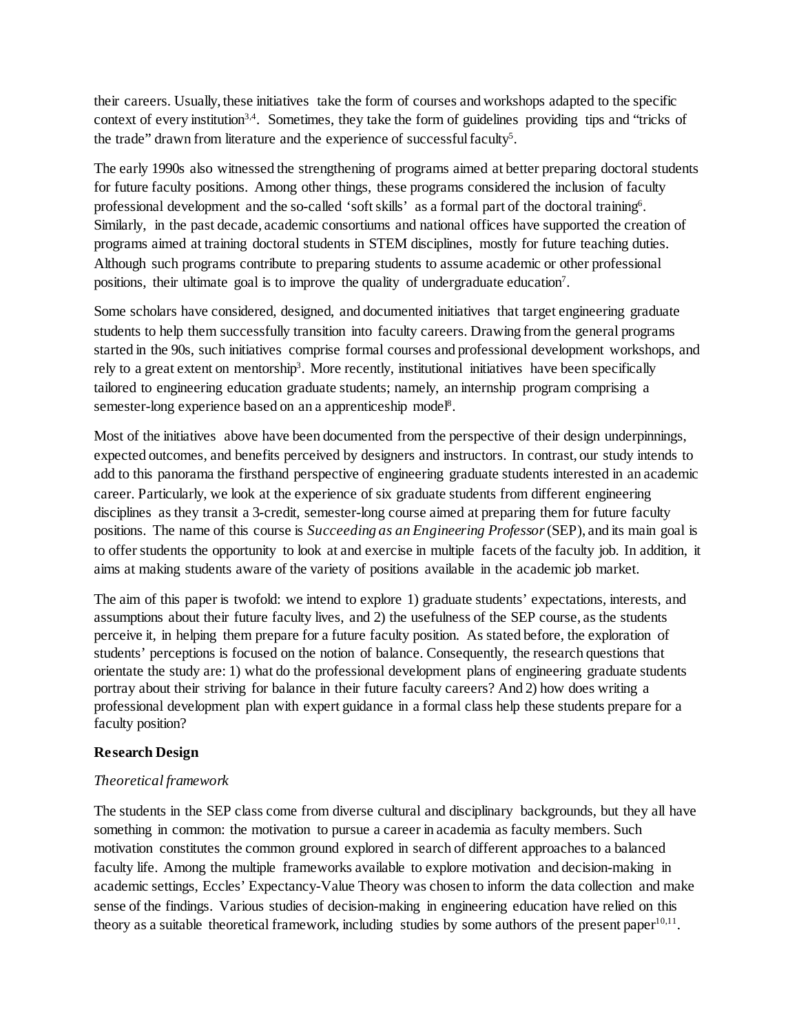their careers. Usually, these initiatives take the form of courses and workshops adapted to the specific context of every institution[3,4]. Sometimes, they take the form of guidelines providing tips and "tricks of the trade" drawn from literature and the experience of successful faculty[5].

The early 1990s also witnessed the strengthening of programs aimed at better preparing doctoral students for future faculty positions. Among other things, these programs considered the inclusion of faculty professional development and the so-called 'soft skills' as a formal part of the doctoral training[6]. Similarly, in the past decade, academic consortiums and national offices have supported the creation of programs aimed at training doctoral students in STEM disciplines, mostly for future teaching duties. Although such programs contribute to preparing students to assume academic or other professional positions, their ultimate goal is to improve the quality of undergraduate education[7].

Some scholars have considered, designed, and documented initiatives that target engineering graduate students to help them successfully transition into faculty careers. Drawing from the general programs started in the 90s, such initiatives comprise formal courses and professional development workshops, and rely to a great extent on mentorship[3]. More recently, institutional initiatives have been specifically tailored to engineering education graduate students; namely, an internship program comprising a semester-long experience based on an a apprenticeship model[8].

Most of the initiatives above have been documented from the perspective of their design underpinnings, expected outcomes, and benefits perceived by designers and instructors. In contrast, our study intends to add to this panorama the firsthand perspective of engineering graduate students interested in an academic career. Particularly, we look at the experience of six graduate students from different engineering disciplines as they transit a 3-credit, semester-long course aimed at preparing them for future faculty positions. The name of this course is *Succeeding as an Engineering Professor* (SEP), and its main goal is to offer students the opportunity to look at and exercise in multiple facets of the faculty job. In addition, it aims at making students aware of the variety of positions available in the academic job market.

The aim of this paper is twofold: we intend to explore 1) graduate students' expectations, interests, and assumptions about their future faculty lives, and 2) the usefulness of the SEP course, as the students perceive it, in helping them prepare for a future faculty position. As stated before, the exploration of students' perceptions is focused on the notion of balance. Consequently, the research questions that orientate the study are: 1) what do the professional development plans of engineering graduate students portray about their striving for balance in their future faculty careers? And 2) how does writing a professional development plan with expert guidance in a formal class help these students prepare for a faculty position?

**Research Design**

*Theoretical framework*

The students in the SEP class come from diverse cultural and disciplinary backgrounds, but they all have something in common: the motivation to pursue a career in academia as faculty members. Such motivation constitutes the common ground explored in search of different approaches to a balanced faculty life. Among the multiple frameworks available to explore motivation and decision-making in academic settings, Eccles' Expectancy-Value Theory was chosen to inform the data collection and make sense of the findings. Various studies of decision-making in engineering education have relied on this theory as a suitable theoretical framework, including studies by some authors of the present paper[10,11].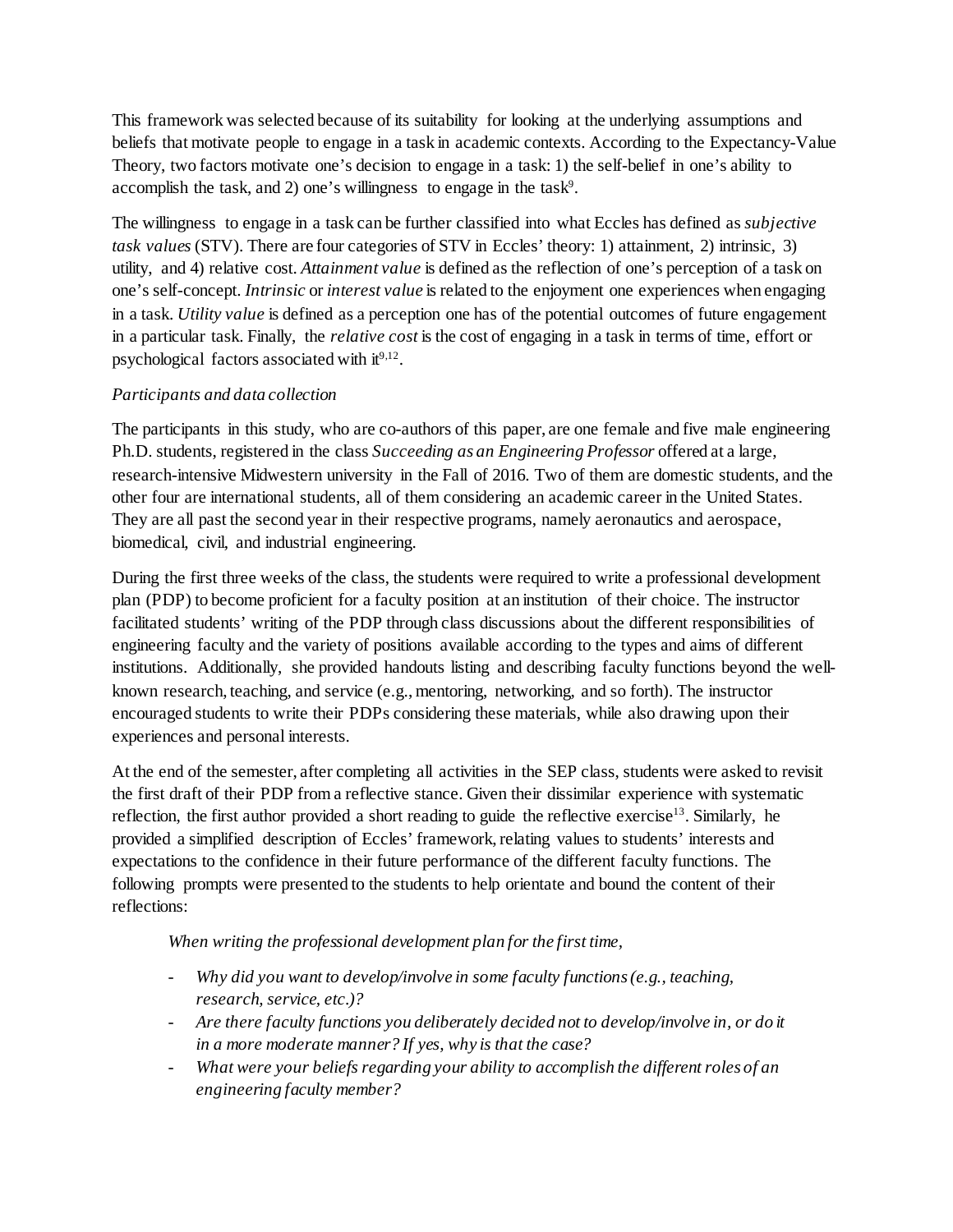This framework was selected because of its suitability for looking at the underlying assumptions and beliefs that motivate people to engage in a task in academic contexts. According to the Expectancy-Value Theory, two factors motivate one's decision to engage in a task: 1) the self-belief in one's ability to accomplish the task, and 2) one's willingness to engage in the task[9].

The willingness to engage in a task can be further classified into what Eccles has defined as *subjective task values* (STV). There are four categories of STV in Eccles' theory: 1) attainment, 2) intrinsic, 3) utility, and 4) relative cost. *Attainment value* is defined as the reflection of one's perception of a task on one's self-concept. *Intrinsic* or *interest value* is related to the enjoyment one experiences when engaging in a task. *Utility value* is defined as a perception one has of the potential outcomes of future engagement in a particular task. Finally, the *relative cost* is the cost of engaging in a task in terms of time, effort or psychological factors associated with it[9,12].

*Participants and data collection*

The participants in this study, who are co-authors of this paper, are one female and five male engineering Ph.D. students, registered in the class *Succeeding as an Engineering Professor* offered at a large, research-intensive Midwestern university in the Fall of 2016. Two of them are domestic students, and the other four are international students, all of them considering an academic career in the United States. They are all past the second year in their respective programs, namely aeronautics and aerospace, biomedical, civil, and industrial engineering.

During the first three weeks of the class, the students were required to write a professional development plan (PDP) to become proficient for a faculty position at an institution of their choice. The instructor facilitated students' writing of the PDP through class discussions about the different responsibilities of engineering faculty and the variety of positions available according to the types and aims of different institutions. Additionally, she provided handouts listing and describing faculty functions beyond the well-known research, teaching, and service (e.g., mentoring, networking, and so forth). The instructor encouraged students to write their PDPs considering these materials, while also drawing upon their experiences and personal interests.

At the end of the semester, after completing all activities in the SEP class, students were asked to revisit the first draft of their PDP from a reflective stance. Given their dissimilar experience with systematic reflection, the first author provided a short reading to guide the reflective exercise[13]. Similarly, he provided a simplified description of Eccles' framework, relating values to students' interests and expectations to the confidence in their future performance of the different faculty functions. The following prompts were presented to the students to help orientate and bound the content of their reflections:

> *When writing the professional development plan for the first time,*
>
> - *Why did you want to develop/involve in some faculty functions (e.g., teaching, research, service, etc.)?*
> - *Are there faculty functions you deliberately decided not to develop/involve in, or do it in a more moderate manner? If yes, why is that the case?*
> - *What were your beliefs regarding your ability to accomplish the different roles of an engineering faculty member?*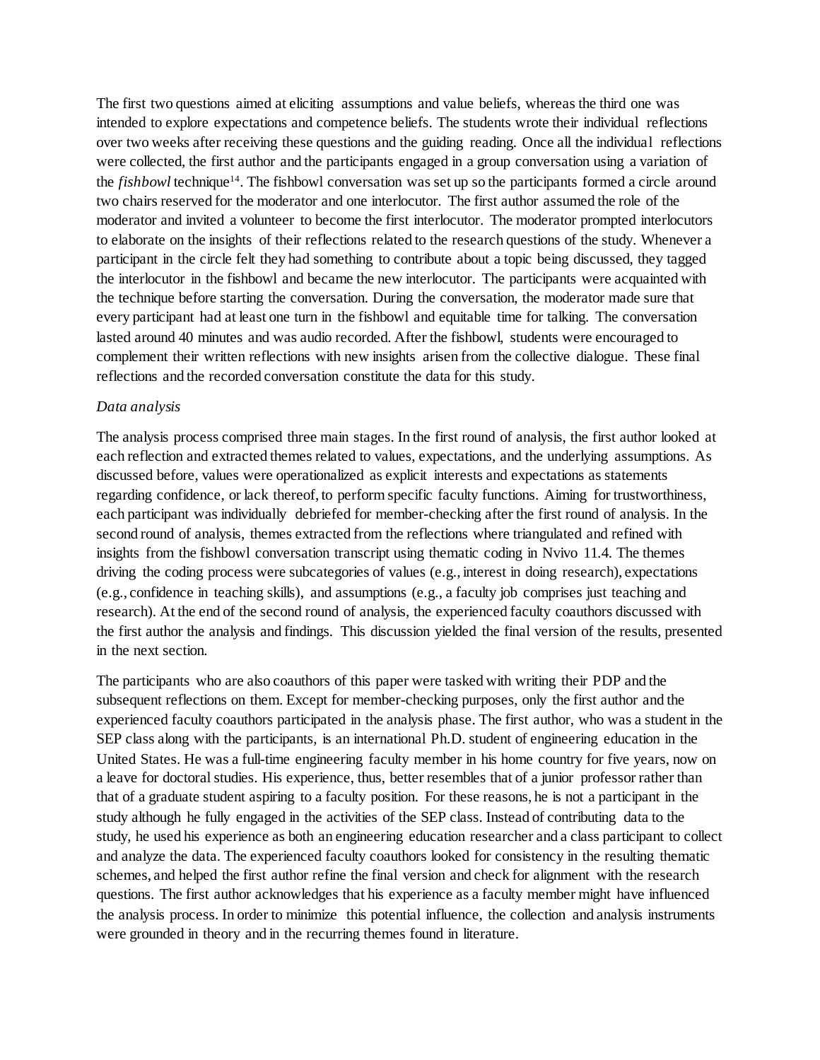The first two questions aimed at eliciting assumptions and value beliefs, whereas the third one was intended to explore expectations and competence beliefs. The students wrote their individual reflections over two weeks after receiving these questions and the guiding reading. Once all the individual reflections were collected, the first author and the participants engaged in a group conversation using a variation of the *fishbowl* technique[14]. The fishbowl conversation was set up so the participants formed a circle around two chairs reserved for the moderator and one interlocutor. The first author assumed the role of the moderator and invited a volunteer to become the first interlocutor. The moderator prompted interlocutors to elaborate on the insights of their reflections related to the research questions of the study. Whenever a participant in the circle felt they had something to contribute about a topic being discussed, they tagged the interlocutor in the fishbowl and became the new interlocutor. The participants were acquainted with the technique before starting the conversation. During the conversation, the moderator made sure that every participant had at least one turn in the fishbowl and equitable time for talking. The conversation lasted around 40 minutes and was audio recorded. After the fishbowl, students were encouraged to complement their written reflections with new insights arisen from the collective dialogue. These final reflections and the recorded conversation constitute the data for this study.

*Data analysis*

The analysis process comprised three main stages. In the first round of analysis, the first author looked at each reflection and extracted themes related to values, expectations, and the underlying assumptions. As discussed before, values were operationalized as explicit interests and expectations as statements regarding confidence, or lack thereof, to perform specific faculty functions. Aiming for trustworthiness, each participant was individually debriefed for member-checking after the first round of analysis. In the second round of analysis, themes extracted from the reflections where triangulated and refined with insights from the fishbowl conversation transcript using thematic coding in Nvivo 11.4. The themes driving the coding process were subcategories of values (e.g., interest in doing research), expectations (e.g., confidence in teaching skills), and assumptions (e.g., a faculty job comprises just teaching and research). At the end of the second round of analysis, the experienced faculty coauthors discussed with the first author the analysis and findings. This discussion yielded the final version of the results, presented in the next section.

The participants who are also coauthors of this paper were tasked with writing their PDP and the subsequent reflections on them. Except for member-checking purposes, only the first author and the experienced faculty coauthors participated in the analysis phase. The first author, who was a student in the SEP class along with the participants, is an international Ph.D. student of engineering education in the United States. He was a full-time engineering faculty member in his home country for five years, now on a leave for doctoral studies. His experience, thus, better resembles that of a junior professor rather than that of a graduate student aspiring to a faculty position. For these reasons, he is not a participant in the study although he fully engaged in the activities of the SEP class. Instead of contributing data to the study, he used his experience as both an engineering education researcher and a class participant to collect and analyze the data. The experienced faculty coauthors looked for consistency in the resulting thematic schemes, and helped the first author refine the final version and check for alignment with the research questions. The first author acknowledges that his experience as a faculty member might have influenced the analysis process. In order to minimize this potential influence, the collection and analysis instruments were grounded in theory and in the recurring themes found in literature.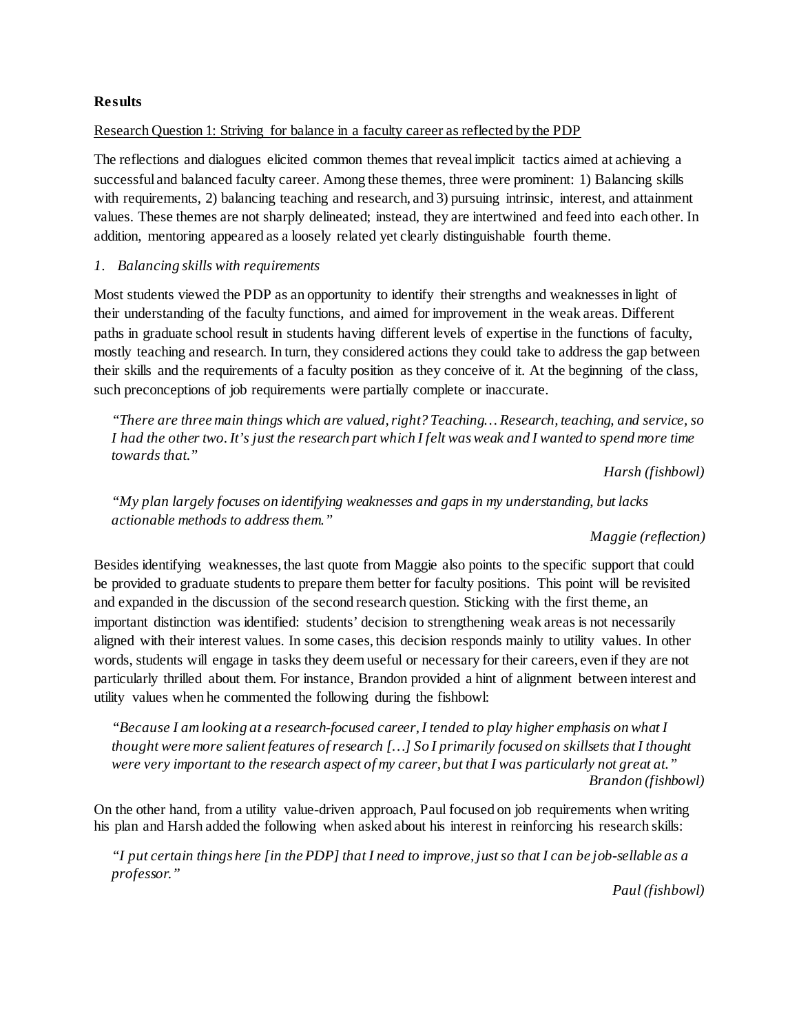## Results

<u>Research Question 1: Striving for balance in a faculty career as reflected by the PDP</u>

The reflections and dialogues elicited common themes that reveal implicit tactics aimed at achieving a successful and balanced faculty career. Among these themes, three were prominent: 1) Balancing skills with requirements, 2) balancing teaching and research, and 3) pursuing intrinsic, interest, and attainment values. These themes are not sharply delineated; instead, they are intertwined and feed into each other. In addition, mentoring appeared as a loosely related yet clearly distinguishable fourth theme.

### *1. Balancing skills with requirements*

Most students viewed the PDP as an opportunity to identify their strengths and weaknesses in light of their understanding of the faculty functions, and aimed for improvement in the weak areas. Different paths in graduate school result in students having different levels of expertise in the functions of faculty, mostly teaching and research. In turn, they considered actions they could take to address the gap between their skills and the requirements of a faculty position as they conceive of it. At the beginning of the class, such preconceptions of job requirements were partially complete or inaccurate.

> *"There are three main things which are valued, right? Teaching… Research, teaching, and service, so I had the other two. It's just the research part which I felt was weak and I wanted to spend more time towards that."*
>
> *Harsh (fishbowl)*

> *"My plan largely focuses on identifying weaknesses and gaps in my understanding, but lacks actionable methods to address them."*
>
> *Maggie (reflection)*

Besides identifying weaknesses, the last quote from Maggie also points to the specific support that could be provided to graduate students to prepare them better for faculty positions. This point will be revisited and expanded in the discussion of the second research question. Sticking with the first theme, an important distinction was identified: students' decision to strengthening weak areas is not necessarily aligned with their interest values. In some cases, this decision responds mainly to utility values. In other words, students will engage in tasks they deem useful or necessary for their careers, even if they are not particularly thrilled about them. For instance, Brandon provided a hint of alignment between interest and utility values when he commented the following during the fishbowl:

> *"Because I am looking at a research-focused career, I tended to play higher emphasis on what I thought were more salient features of research […] So I primarily focused on skillsets that I thought were very important to the research aspect of my career, but that I was particularly not great at."*
>
> *Brandon (fishbowl)*

On the other hand, from a utility value-driven approach, Paul focused on job requirements when writing his plan and Harsh added the following when asked about his interest in reinforcing his research skills:

> *"I put certain things here [in the PDP] that I need to improve, just so that I can be job-sellable as a professor."*
>
> *Paul (fishbowl)*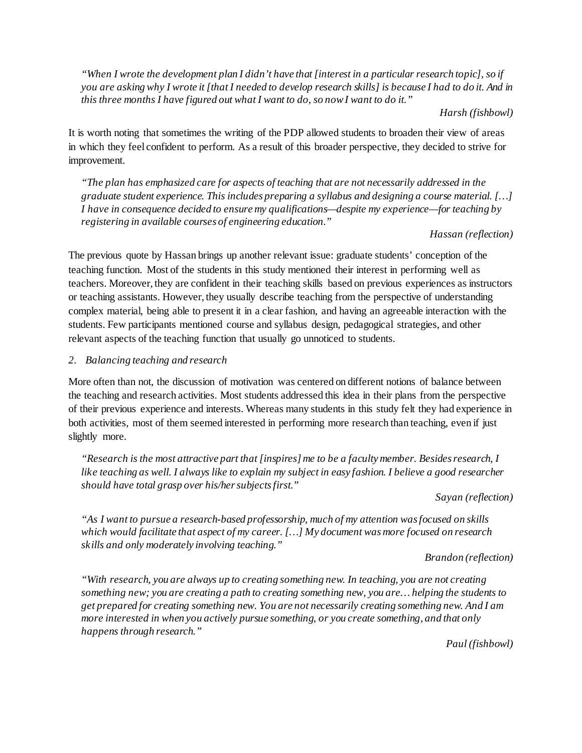> *"When I wrote the development plan I didn't have that [interest in a particular research topic], so if you are asking why I wrote it [that I needed to develop research skills] is because I had to do it. And in this three months I have figured out what I want to do, so now I want to do it."*
>
> *Harsh (fishbowl)*

It is worth noting that sometimes the writing of the PDP allowed students to broaden their view of areas in which they feel confident to perform. As a result of this broader perspective, they decided to strive for improvement.

> *"The plan has emphasized care for aspects of teaching that are not necessarily addressed in the graduate student experience. This includes preparing a syllabus and designing a course material. […] I have in consequence decided to ensure my qualifications—despite my experience—for teaching by registering in available courses of engineering education."*
>
> *Hassan (reflection)*

The previous quote by Hassan brings up another relevant issue: graduate students' conception of the teaching function. Most of the students in this study mentioned their interest in performing well as teachers. Moreover, they are confident in their teaching skills based on previous experiences as instructors or teaching assistants. However, they usually describe teaching from the perspective of understanding complex material, being able to present it in a clear fashion, and having an agreeable interaction with the students. Few participants mentioned course and syllabus design, pedagogical strategies, and other relevant aspects of the teaching function that usually go unnoticed to students.

*2. Balancing teaching and research*

More often than not, the discussion of motivation was centered on different notions of balance between the teaching and research activities. Most students addressed this idea in their plans from the perspective of their previous experience and interests. Whereas many students in this study felt they had experience in both activities, most of them seemed interested in performing more research than teaching, even if just slightly more.

> *"Research is the most attractive part that [inspires] me to be a faculty member. Besides research, I like teaching as well. I always like to explain my subject in easy fashion. I believe a good researcher should have total grasp over his/her subjects first."*
>
> *Sayan (reflection)*

> *"As I want to pursue a research-based professorship, much of my attention was focused on skills which would facilitate that aspect of my career. […] My document was more focused on research skills and only moderately involving teaching."*
>
> *Brandon (reflection)*

> *"With research, you are always up to creating something new. In teaching, you are not creating something new; you are creating a path to creating something new, you are… helping the students to get prepared for creating something new. You are not necessarily creating something new. And I am more interested in when you actively pursue something, or you create something, and that only happens through research."*
>
> *Paul (fishbowl)*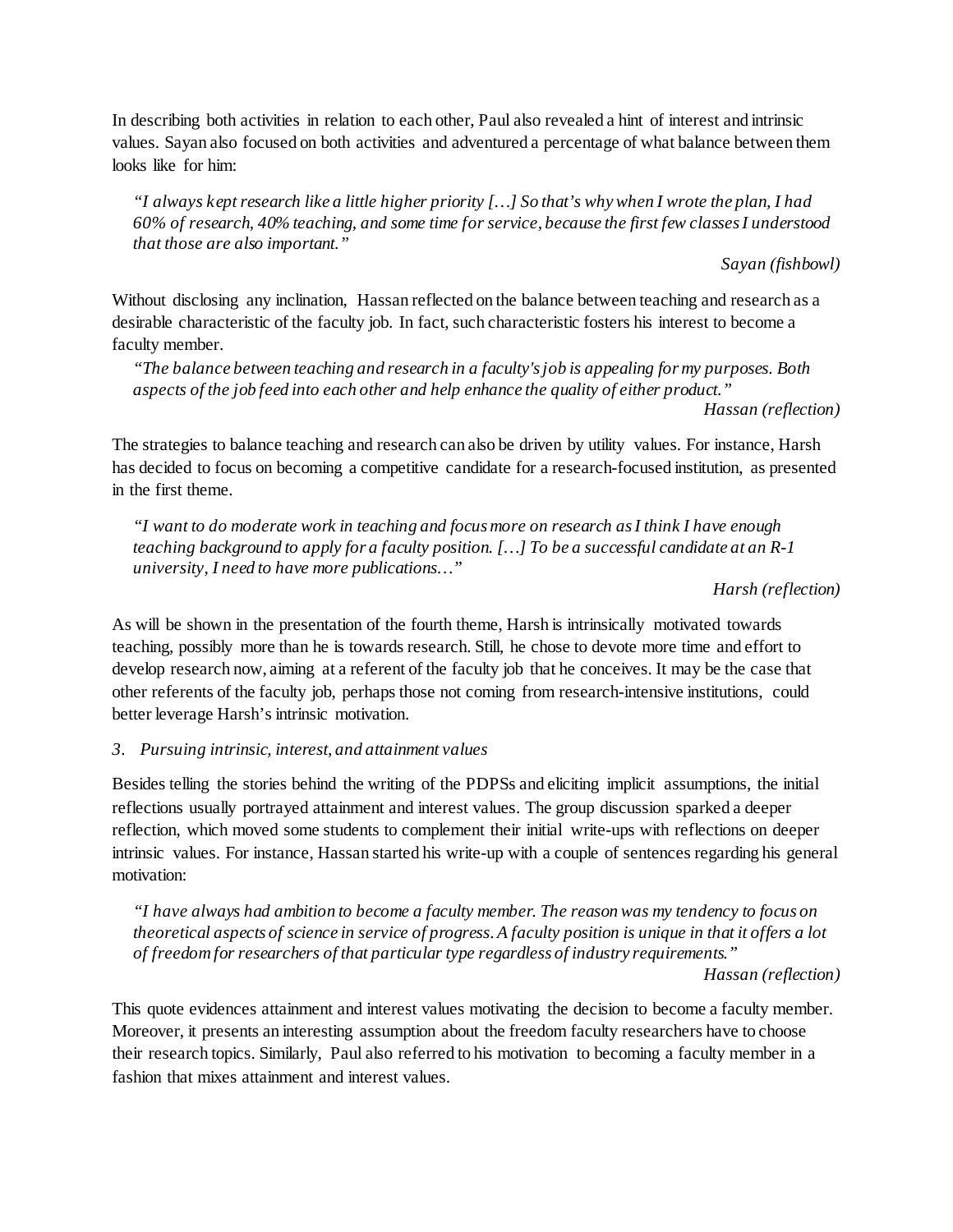In describing both activities in relation to each other, Paul also revealed a hint of interest and intrinsic values. Sayan also focused on both activities and adventured a percentage of what balance between them looks like for him:

> *"I always kept research like a little higher priority […] So that's why when I wrote the plan, I had 60% of research, 40% teaching, and some time for service, because the first few classes I understood that those are also important."*
>
> *Sayan (fishbowl)*

Without disclosing any inclination, Hassan reflected on the balance between teaching and research as a desirable characteristic of the faculty job. In fact, such characteristic fosters his interest to become a faculty member.

> *"The balance between teaching and research in a faculty's job is appealing for my purposes. Both aspects of the job feed into each other and help enhance the quality of either product."*
>
> *Hassan (reflection)*

The strategies to balance teaching and research can also be driven by utility values. For instance, Harsh has decided to focus on becoming a competitive candidate for a research-focused institution, as presented in the first theme.

> *"I want to do moderate work in teaching and focus more on research as I think I have enough teaching background to apply for a faculty position. […] To be a successful candidate at an R-1 university, I need to have more publications…"*
>
> *Harsh (reflection)*

As will be shown in the presentation of the fourth theme, Harsh is intrinsically motivated towards teaching, possibly more than he is towards research. Still, he chose to devote more time and effort to develop research now, aiming at a referent of the faculty job that he conceives. It may be the case that other referents of the faculty job, perhaps those not coming from research-intensive institutions, could better leverage Harsh's intrinsic motivation.

### *3. Pursuing intrinsic, interest, and attainment values*

Besides telling the stories behind the writing of the PDPSs and eliciting implicit assumptions, the initial reflections usually portrayed attainment and interest values. The group discussion sparked a deeper reflection, which moved some students to complement their initial write-ups with reflections on deeper intrinsic values. For instance, Hassan started his write-up with a couple of sentences regarding his general motivation:

> *"I have always had ambition to become a faculty member. The reason was my tendency to focus on theoretical aspects of science in service of progress. A faculty position is unique in that it offers a lot of freedom for researchers of that particular type regardless of industry requirements."*
>
> *Hassan (reflection)*

This quote evidences attainment and interest values motivating the decision to become a faculty member. Moreover, it presents an interesting assumption about the freedom faculty researchers have to choose their research topics. Similarly, Paul also referred to his motivation to becoming a faculty member in a fashion that mixes attainment and interest values.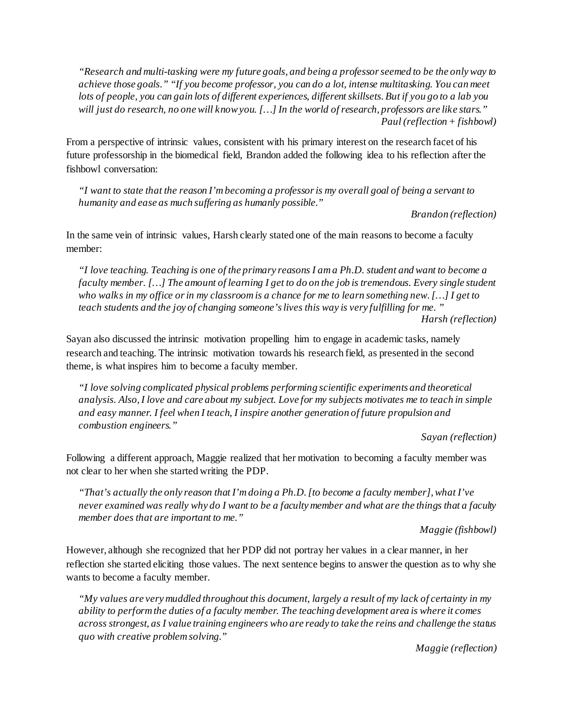> *"Research and multi-tasking were my future goals, and being a professor seemed to be the only way to achieve those goals." "If you become professor, you can do a lot, intense multitasking. You can meet lots of people, you can gain lots of different experiences, different skillsets. But if you go to a lab you will just do research, no one will know you. […] In the world of research, professors are like stars."*
>
> *Paul (reflection + fishbowl)*

From a perspective of intrinsic values, consistent with his primary interest on the research facet of his future professorship in the biomedical field, Brandon added the following idea to his reflection after the fishbowl conversation:

> *"I want to state that the reason I'm becoming a professor is my overall goal of being a servant to humanity and ease as much suffering as humanly possible."*
>
> *Brandon (reflection)*

In the same vein of intrinsic values, Harsh clearly stated one of the main reasons to become a faculty member:

> *"I love teaching. Teaching is one of the primary reasons I am a Ph.D. student and want to become a faculty member. […] The amount of learning I get to do on the job is tremendous. Every single student who walks in my office or in my classroom is a chance for me to learn something new. […] I get to teach students and the joy of changing someone's lives this way is very fulfilling for me."*
>
> *Harsh (reflection)*

Sayan also discussed the intrinsic motivation propelling him to engage in academic tasks, namely research and teaching. The intrinsic motivation towards his research field, as presented in the second theme, is what inspires him to become a faculty member.

> *"I love solving complicated physical problems performing scientific experiments and theoretical analysis. Also, I love and care about my subject. Love for my subjects motivates me to teach in simple and easy manner. I feel when I teach, I inspire another generation of future propulsion and combustion engineers."*
>
> *Sayan (reflection)*

Following a different approach, Maggie realized that her motivation to becoming a faculty member was not clear to her when she started writing the PDP.

> *"That's actually the only reason that I'm doing a Ph.D. [to become a faculty member], what I've never examined was really why do I want to be a faculty member and what are the things that a faculty member does that are important to me."*
>
> *Maggie (fishbowl)*

However, although she recognized that her PDP did not portray her values in a clear manner, in her reflection she started eliciting those values. The next sentence begins to answer the question as to why she wants to become a faculty member.

> *"My values are very muddled throughout this document, largely a result of my lack of certainty in my ability to perform the duties of a faculty member. The teaching development area is where it comes across strongest, as I value training engineers who are ready to take the reins and challenge the status quo with creative problem solving."*
>
> *Maggie (reflection)*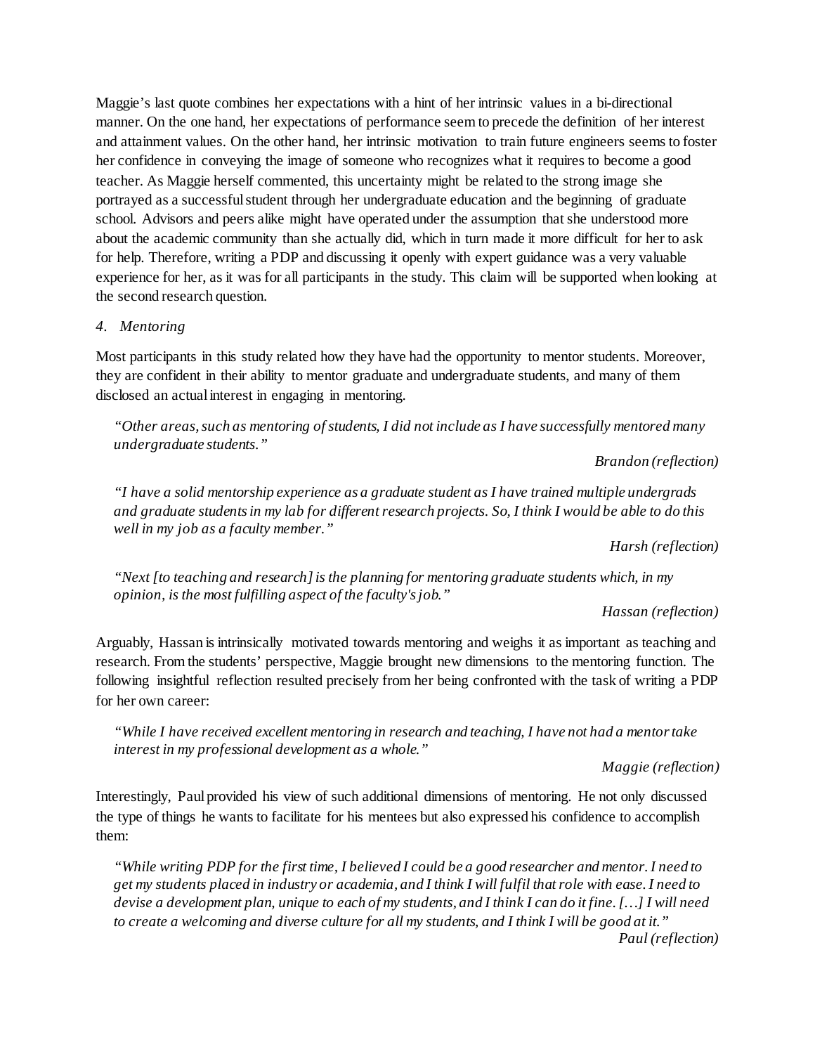Maggie's last quote combines her expectations with a hint of her intrinsic values in a bi-directional manner. On the one hand, her expectations of performance seem to precede the definition of her interest and attainment values. On the other hand, her intrinsic motivation to train future engineers seems to foster her confidence in conveying the image of someone who recognizes what it requires to become a good teacher. As Maggie herself commented, this uncertainty might be related to the strong image she portrayed as a successful student through her undergraduate education and the beginning of graduate school. Advisors and peers alike might have operated under the assumption that she understood more about the academic community than she actually did, which in turn made it more difficult for her to ask for help. Therefore, writing a PDP and discussing it openly with expert guidance was a very valuable experience for her, as it was for all participants in the study. This claim will be supported when looking at the second research question.

*4. Mentoring*

Most participants in this study related how they have had the opportunity to mentor students. Moreover, they are confident in their ability to mentor graduate and undergraduate students, and many of them disclosed an actual interest in engaging in mentoring.

> *"Other areas, such as mentoring of students, I did not include as I have successfully mentored many undergraduate students."*
>
> *Brandon (reflection)*

> *"I have a solid mentorship experience as a graduate student as I have trained multiple undergrads and graduate students in my lab for different research projects. So, I think I would be able to do this well in my job as a faculty member."*
>
> *Harsh (reflection)*

> *"Next [to teaching and research] is the planning for mentoring graduate students which, in my opinion, is the most fulfilling aspect of the faculty's job."*
>
> *Hassan (reflection)*

Arguably, Hassan is intrinsically motivated towards mentoring and weighs it as important as teaching and research. From the students' perspective, Maggie brought new dimensions to the mentoring function. The following insightful reflection resulted precisely from her being confronted with the task of writing a PDP for her own career:

> *"While I have received excellent mentoring in research and teaching, I have not had a mentor take interest in my professional development as a whole."*
>
> *Maggie (reflection)*

Interestingly, Paul provided his view of such additional dimensions of mentoring. He not only discussed the type of things he wants to facilitate for his mentees but also expressed his confidence to accomplish them:

> *"While writing PDP for the first time, I believed I could be a good researcher and mentor. I need to get my students placed in industry or academia, and I think I will fulfil that role with ease. I need to devise a development plan, unique to each of my students, and I think I can do it fine. […] I will need to create a welcoming and diverse culture for all my students, and I think I will be good at it."*
>
> *Paul (reflection)*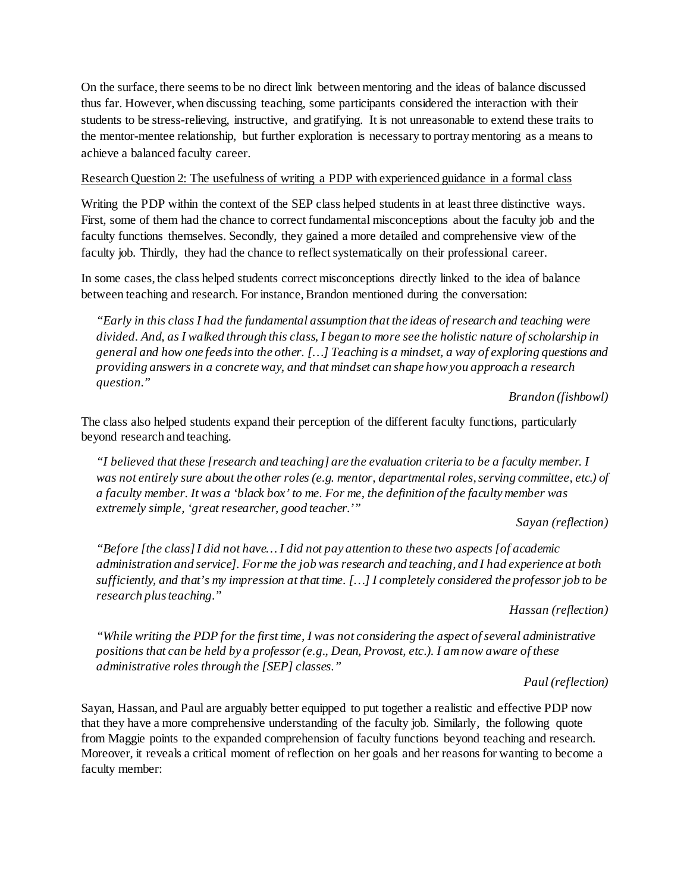On the surface, there seems to be no direct link between mentoring and the ideas of balance discussed thus far. However, when discussing teaching, some participants considered the interaction with their students to be stress-relieving, instructive, and gratifying. It is not unreasonable to extend these traits to the mentor-mentee relationship, but further exploration is necessary to portray mentoring as a means to achieve a balanced faculty career.

<u>Research Question 2: The usefulness of writing a PDP with experienced guidance in a formal class</u>

Writing the PDP within the context of the SEP class helped students in at least three distinctive ways. First, some of them had the chance to correct fundamental misconceptions about the faculty job and the faculty functions themselves. Secondly, they gained a more detailed and comprehensive view of the faculty job. Thirdly, they had the chance to reflect systematically on their professional career.

In some cases, the class helped students correct misconceptions directly linked to the idea of balance between teaching and research. For instance, Brandon mentioned during the conversation:

> *"Early in this class I had the fundamental assumption that the ideas of research and teaching were divided. And, as I walked through this class, I began to more see the holistic nature of scholarship in general and how one feeds into the other. […] Teaching is a mindset, a way of exploring questions and providing answers in a concrete way, and that mindset can shape how you approach a research question."*
>
> *Brandon (fishbowl)*

The class also helped students expand their perception of the different faculty functions, particularly beyond research and teaching.

> *"I believed that these [research and teaching] are the evaluation criteria to be a faculty member. I was not entirely sure about the other roles (e.g. mentor, departmental roles, serving committee, etc.) of a faculty member. It was a 'black box' to me. For me, the definition of the faculty member was extremely simple, 'great researcher, good teacher.'"*
>
> *Sayan (reflection)*

> *"Before [the class] I did not have… I did not pay attention to these two aspects [of academic administration and service]. For me the job was research and teaching, and I had experience at both sufficiently, and that's my impression at that time. […] I completely considered the professor job to be research plus teaching."*
>
> *Hassan (reflection)*

> *"While writing the PDP for the first time, I was not considering the aspect of several administrative positions that can be held by a professor (e.g., Dean, Provost, etc.). I am now aware of these administrative roles through the [SEP] classes."*
>
> *Paul (reflection)*

Sayan, Hassan, and Paul are arguably better equipped to put together a realistic and effective PDP now that they have a more comprehensive understanding of the faculty job. Similarly, the following quote from Maggie points to the expanded comprehension of faculty functions beyond teaching and research. Moreover, it reveals a critical moment of reflection on her goals and her reasons for wanting to become a faculty member: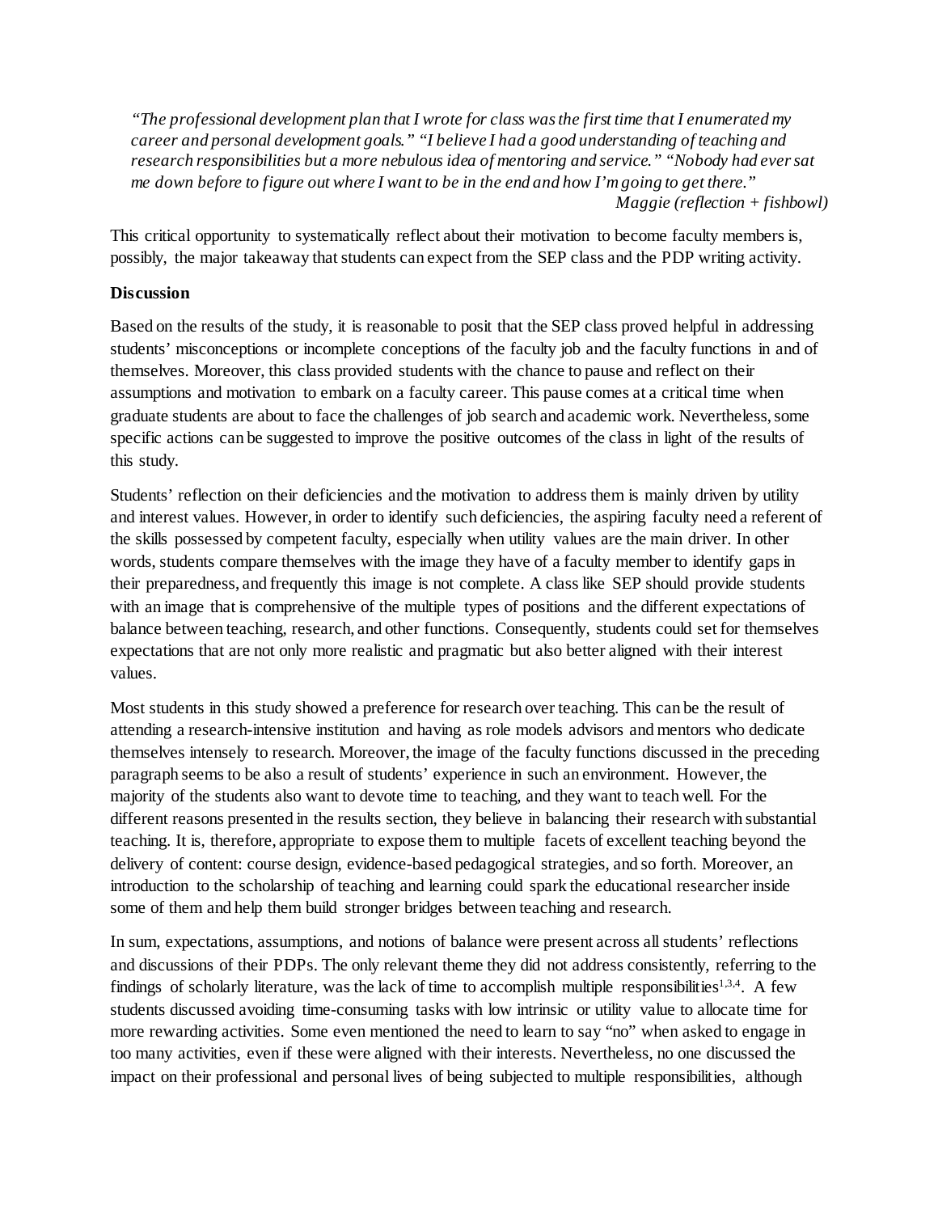> *"The professional development plan that I wrote for class was the first time that I enumerated my career and personal development goals." "I believe I had a good understanding of teaching and research responsibilities but a more nebulous idea of mentoring and service." "Nobody had ever sat me down before to figure out where I want to be in the end and how I'm going to get there."*
>
> *Maggie (reflection + fishbowl)*

This critical opportunity to systematically reflect about their motivation to become faculty members is, possibly, the major takeaway that students can expect from the SEP class and the PDP writing activity.

**Discussion**

Based on the results of the study, it is reasonable to posit that the SEP class proved helpful in addressing students' misconceptions or incomplete conceptions of the faculty job and the faculty functions in and of themselves. Moreover, this class provided students with the chance to pause and reflect on their assumptions and motivation to embark on a faculty career. This pause comes at a critical time when graduate students are about to face the challenges of job search and academic work. Nevertheless, some specific actions can be suggested to improve the positive outcomes of the class in light of the results of this study.

Students' reflection on their deficiencies and the motivation to address them is mainly driven by utility and interest values. However, in order to identify such deficiencies, the aspiring faculty need a referent of the skills possessed by competent faculty, especially when utility values are the main driver. In other words, students compare themselves with the image they have of a faculty member to identify gaps in their preparedness, and frequently this image is not complete. A class like SEP should provide students with an image that is comprehensive of the multiple types of positions and the different expectations of balance between teaching, research, and other functions. Consequently, students could set for themselves expectations that are not only more realistic and pragmatic but also better aligned with their interest values.

Most students in this study showed a preference for research over teaching. This can be the result of attending a research-intensive institution and having as role models advisors and mentors who dedicate themselves intensely to research. Moreover, the image of the faculty functions discussed in the preceding paragraph seems to be also a result of students' experience in such an environment. However, the majority of the students also want to devote time to teaching, and they want to teach well. For the different reasons presented in the results section, they believe in balancing their research with substantial teaching. It is, therefore, appropriate to expose them to multiple facets of excellent teaching beyond the delivery of content: course design, evidence-based pedagogical strategies, and so forth. Moreover, an introduction to the scholarship of teaching and learning could spark the educational researcher inside some of them and help them build stronger bridges between teaching and research.

In sum, expectations, assumptions, and notions of balance were present across all students' reflections and discussions of their PDPs. The only relevant theme they did not address consistently, referring to the findings of scholarly literature, was the lack of time to accomplish multiple responsibilities[1,3,4]. A few students discussed avoiding time-consuming tasks with low intrinsic or utility value to allocate time for more rewarding activities. Some even mentioned the need to learn to say "no" when asked to engage in too many activities, even if these were aligned with their interests. Nevertheless, no one discussed the impact on their professional and personal lives of being subjected to multiple responsibilities, although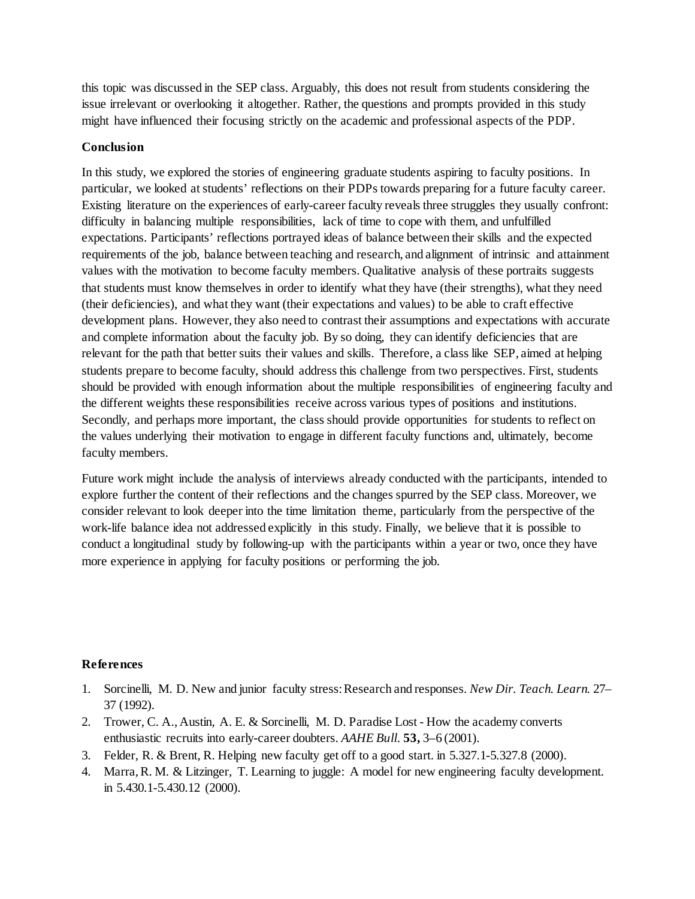this topic was discussed in the SEP class. Arguably, this does not result from students considering the issue irrelevant or overlooking it altogether. Rather, the questions and prompts provided in this study might have influenced their focusing strictly on the academic and professional aspects of the PDP.

## Conclusion

In this study, we explored the stories of engineering graduate students aspiring to faculty positions. In particular, we looked at students' reflections on their PDPs towards preparing for a future faculty career. Existing literature on the experiences of early-career faculty reveals three struggles they usually confront: difficulty in balancing multiple responsibilities, lack of time to cope with them, and unfulfilled expectations. Participants' reflections portrayed ideas of balance between their skills and the expected requirements of the job, balance between teaching and research, and alignment of intrinsic and attainment values with the motivation to become faculty members. Qualitative analysis of these portraits suggests that students must know themselves in order to identify what they have (their strengths), what they need (their deficiencies), and what they want (their expectations and values) to be able to craft effective development plans. However, they also need to contrast their assumptions and expectations with accurate and complete information about the faculty job. By so doing, they can identify deficiencies that are relevant for the path that better suits their values and skills. Therefore, a class like SEP, aimed at helping students prepare to become faculty, should address this challenge from two perspectives. First, students should be provided with enough information about the multiple responsibilities of engineering faculty and the different weights these responsibilities receive across various types of positions and institutions. Secondly, and perhaps more important, the class should provide opportunities for students to reflect on the values underlying their motivation to engage in different faculty functions and, ultimately, become faculty members.

Future work might include the analysis of interviews already conducted with the participants, intended to explore further the content of their reflections and the changes spurred by the SEP class. Moreover, we consider relevant to look deeper into the time limitation theme, particularly from the perspective of the work-life balance idea not addressed explicitly in this study. Finally, we believe that it is possible to conduct a longitudinal study by following-up with the participants within a year or two, once they have more experience in applying for faculty positions or performing the job.

## References

1. Sorcinelli, M. D. New and junior faculty stress: Research and responses. *New Dir. Teach. Learn.* 27–37 (1992).
2. Trower, C. A., Austin, A. E. & Sorcinelli, M. D. Paradise Lost - How the academy converts enthusiastic recruits into early-career doubters. *AAHE Bull.* **53,** 3–6 (2001).
3. Felder, R. & Brent, R. Helping new faculty get off to a good start. in 5.327.1-5.327.8 (2000).
4. Marra, R. M. & Litzinger, T. Learning to juggle: A model for new engineering faculty development. in 5.430.1-5.430.12 (2000).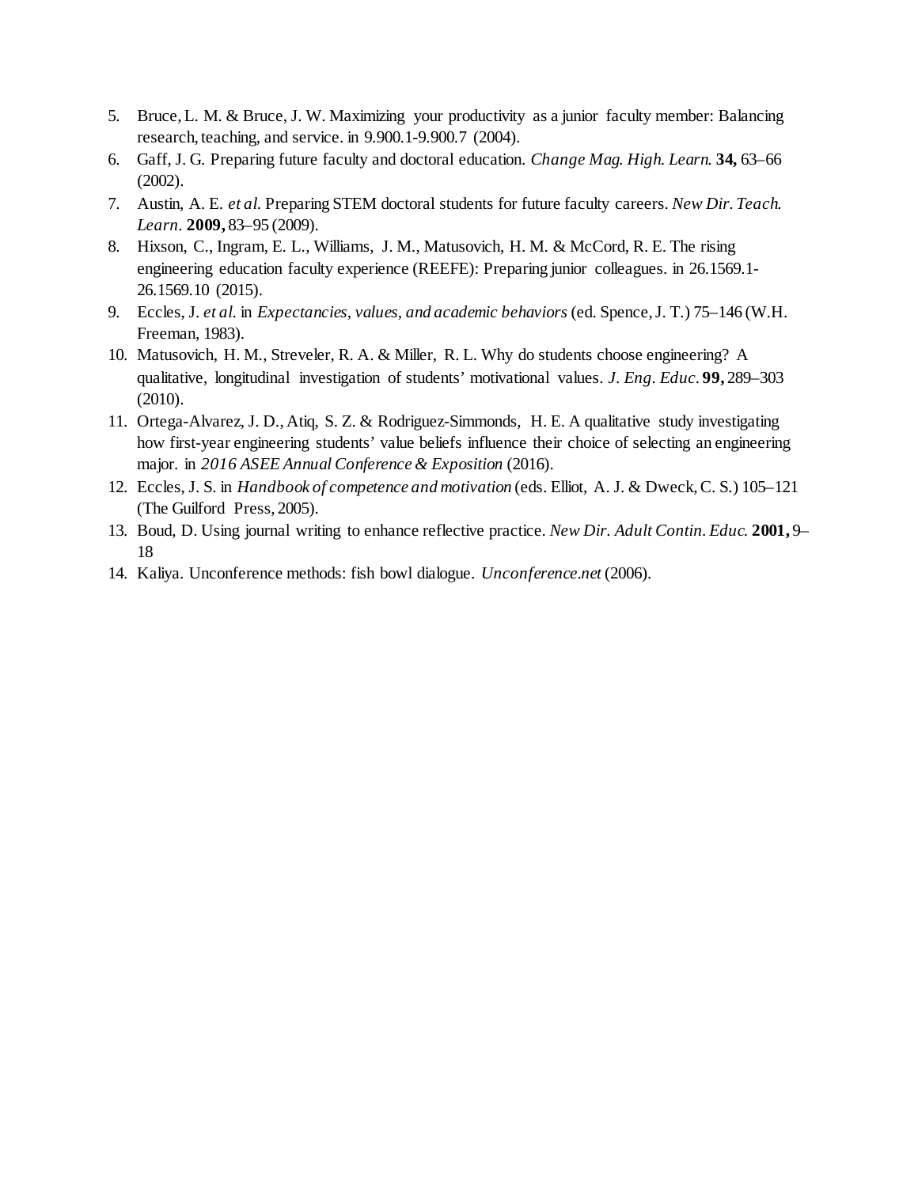5. Bruce, L. M. & Bruce, J. W. Maximizing your productivity as a junior faculty member: Balancing research, teaching, and service. in 9.900.1-9.900.7 (2004).
6. Gaff, J. G. Preparing future faculty and doctoral education. *Change Mag. High. Learn.* **34,** 63–66 (2002).
7. Austin, A. E. *et al.* Preparing STEM doctoral students for future faculty careers. *New Dir. Teach. Learn.* **2009,** 83–95 (2009).
8. Hixson, C., Ingram, E. L., Williams, J. M., Matusovich, H. M. & McCord, R. E. The rising engineering education faculty experience (REEFE): Preparing junior colleagues. in 26.1569.1-26.1569.10 (2015).
9. Eccles, J. *et al.* in *Expectancies, values, and academic behaviors* (ed. Spence, J. T.) 75–146 (W.H. Freeman, 1983).
10. Matusovich, H. M., Streveler, R. A. & Miller, R. L. Why do students choose engineering? A qualitative, longitudinal investigation of students' motivational values. *J. Eng. Educ.* **99,** 289–303 (2010).
11. Ortega-Alvarez, J. D., Atiq, S. Z. & Rodriguez-Simmonds, H. E. A qualitative study investigating how first-year engineering students' value beliefs influence their choice of selecting an engineering major. in *2016 ASEE Annual Conference & Exposition* (2016).
12. Eccles, J. S. in *Handbook of competence and motivation* (eds. Elliot, A. J. & Dweck, C. S.) 105–121 (The Guilford Press, 2005).
13. Boud, D. Using journal writing to enhance reflective practice. *New Dir. Adult Contin. Educ.* **2001,** 9–18
14. Kaliya. Unconference methods: fish bowl dialogue. *Unconference.net* (2006).